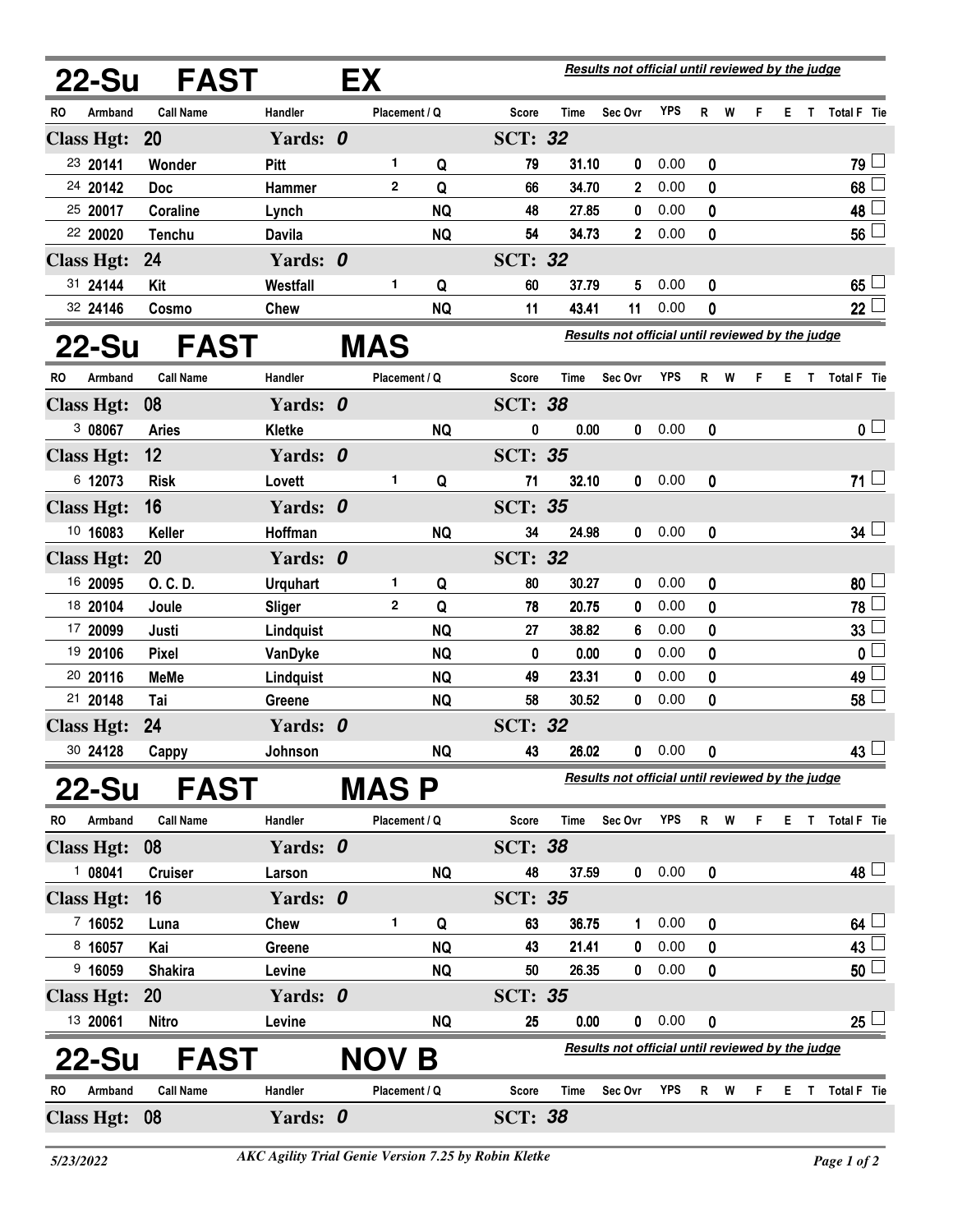## 22-Su FAST EX

*Results not official until reviewed by the judge*

| RO | Armband | Call Name | Handler | Placement | Q | Score | Time | Sec Ovr | YPS | R | W | F | E | T | Total F | Tie |
|---|---|---|---|---|---|---|---|---|---|---|---|---|---|---|---|---|
| **Class Hgt: 20** | | | **Yards: 0** | | | **SCT: 32** | | | | | | | | | | |
| 23 | 20141 | Wonder | Pitt | 1 | Q | 79 | 31.10 | 0 | 0.00 | 0 | | | | | 79 | ☐ |
| 24 | 20142 | Doc | Hammer | 2 | Q | 66 | 34.70 | 2 | 0.00 | 0 | | | | | 68 | ☐ |
| 25 | 20017 | Coraline | Lynch | | NQ | 48 | 27.85 | 0 | 0.00 | 0 | | | | | 48 | ☐ |
| 22 | 20020 | Tenchu | Davila | | NQ | 54 | 34.73 | 2 | 0.00 | 0 | | | | | 56 | ☐ |
| **Class Hgt: 24** | | | **Yards: 0** | | | **SCT: 32** | | | | | | | | | | |
| 31 | 24144 | Kit | Westfall | 1 | Q | 60 | 37.79 | 5 | 0.00 | 0 | | | | | 65 | ☐ |
| 32 | 24146 | Cosmo | Chew | | NQ | 11 | 43.41 | 11 | 0.00 | 0 | | | | | 22 | ☐ |

## 22-Su FAST MAS

*Results not official until reviewed by the judge*

| RO | Armband | Call Name | Handler | Placement | Q | Score | Time | Sec Ovr | YPS | R | W | F | E | T | Total F | Tie |
|---|---|---|---|---|---|---|---|---|---|---|---|---|---|---|---|---|
| **Class Hgt: 08** | | | **Yards: 0** | | | **SCT: 38** | | | | | | | | | | |
| 3 | 08067 | Aries | Kletke | | NQ | 0 | 0.00 | 0 | 0.00 | 0 | | | | | 0 | ☐ |
| **Class Hgt: 12** | | | **Yards: 0** | | | **SCT: 35** | | | | | | | | | | |
| 6 | 12073 | Risk | Lovett | 1 | Q | 71 | 32.10 | 0 | 0.00 | 0 | | | | | 71 | ☐ |
| **Class Hgt: 16** | | | **Yards: 0** | | | **SCT: 35** | | | | | | | | | | |
| 10 | 16083 | Keller | Hoffman | | NQ | 34 | 24.98 | 0 | 0.00 | 0 | | | | | 34 | ☐ |
| **Class Hgt: 20** | | | **Yards: 0** | | | **SCT: 32** | | | | | | | | | | |
| 16 | 20095 | O. C. D. | Urquhart | 1 | Q | 80 | 30.27 | 0 | 0.00 | 0 | | | | | 80 | ☐ |
| 18 | 20104 | Joule | Sliger | 2 | Q | 78 | 20.75 | 0 | 0.00 | 0 | | | | | 78 | ☐ |
| 17 | 20099 | Justi | Lindquist | | NQ | 27 | 38.82 | 6 | 0.00 | 0 | | | | | 33 | ☐ |
| 19 | 20106 | Pixel | VanDyke | | NQ | 0 | 0.00 | 0 | 0.00 | 0 | | | | | 0 | ☐ |
| 20 | 20116 | MeMe | Lindquist | | NQ | 49 | 23.31 | 0 | 0.00 | 0 | | | | | 49 | ☐ |
| 21 | 20148 | Tai | Greene | | NQ | 58 | 30.52 | 0 | 0.00 | 0 | | | | | 58 | ☐ |
| **Class Hgt: 24** | | | **Yards: 0** | | | **SCT: 32** | | | | | | | | | | |
| 30 | 24128 | Cappy | Johnson | | NQ | 43 | 26.02 | 0 | 0.00 | 0 | | | | | 43 | ☐ |

## 22-Su FAST MAS P

*Results not official until reviewed by the judge*

| RO | Armband | Call Name | Handler | Placement | Q | Score | Time | Sec Ovr | YPS | R | W | F | E | T | Total F | Tie |
|---|---|---|---|---|---|---|---|---|---|---|---|---|---|---|---|---|
| **Class Hgt: 08** | | | **Yards: 0** | | | **SCT: 38** | | | | | | | | | | |
| 1 | 08041 | Cruiser | Larson | | NQ | 48 | 37.59 | 0 | 0.00 | 0 | | | | | 48 | ☐ |
| **Class Hgt: 16** | | | **Yards: 0** | | | **SCT: 35** | | | | | | | | | | |
| 7 | 16052 | Luna | Chew | 1 | Q | 63 | 36.75 | 1 | 0.00 | 0 | | | | | 64 | ☐ |
| 8 | 16057 | Kai | Greene | | NQ | 43 | 21.41 | 0 | 0.00 | 0 | | | | | 43 | ☐ |
| 9 | 16059 | Shakira | Levine | | NQ | 50 | 26.35 | 0 | 0.00 | 0 | | | | | 50 | ☐ |
| **Class Hgt: 20** | | | **Yards: 0** | | | **SCT: 35** | | | | | | | | | | |
| 13 | 20061 | Nitro | Levine | | NQ | 25 | 0.00 | 0 | 0.00 | 0 | | | | | 25 | ☐ |

## 22-Su FAST NOV B

*Results not official until reviewed by the judge*

| RO | Armband | Call Name | Handler | Placement | Q | Score | Time | Sec Ovr | YPS | R | W | F | E | T | Total F | Tie |
|---|---|---|---|---|---|---|---|---|---|---|---|---|---|---|---|---|
| **Class Hgt: 08** | | | **Yards: 0** | | | **SCT: 38** | | | | | | | | | | |

*5/23/2022* — *AKC Agility Trial Genie Version 7.25 by Robin Kletke*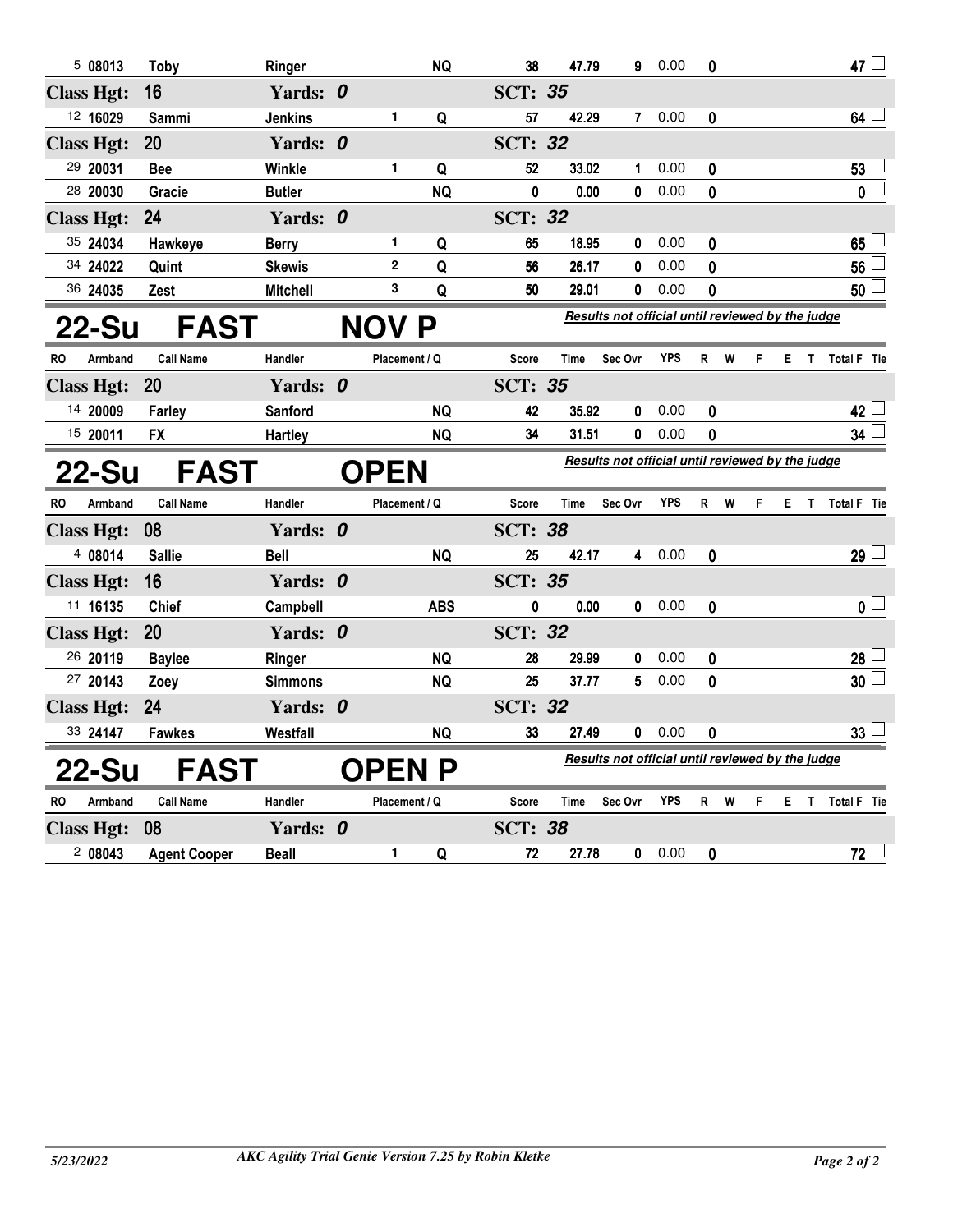| RO | Armband | Call Name | Handler | Placement | Q | Score | Time | Sec Ovr | YPS | R | W | F | E | T | Total F | Tie |
|---|---|---|---|---|---|---|---|---|---|---|---|---|---|---|---|---|
| 5 | 08013 | Toby | Ringer | | NQ | 38 | 47.79 | 9 | 0.00 | 0 | | | | | 47 | ☐ |
| **Class Hgt: 16** | | | **Yards: 0** | | | **SCT: 35** | | | | | | | | | | |
| 12 | 16029 | Sammi | Jenkins | 1 | Q | 57 | 42.29 | 7 | 0.00 | 0 | | | | | 64 | ☐ |
| **Class Hgt: 20** | | | **Yards: 0** | | | **SCT: 32** | | | | | | | | | | |
| 29 | 20031 | Bee | Winkle | 1 | Q | 52 | 33.02 | 1 | 0.00 | 0 | | | | | 53 | ☐ |
| 28 | 20030 | Gracie | Butler | | NQ | 0 | 0.00 | 0 | 0.00 | 0 | | | | | 0 | ☐ |
| **Class Hgt: 24** | | | **Yards: 0** | | | **SCT: 32** | | | | | | | | | | |
| 35 | 24034 | Hawkeye | Berry | 1 | Q | 65 | 18.95 | 0 | 0.00 | 0 | | | | | 65 | ☐ |
| 34 | 24022 | Quint | Skewis | 2 | Q | 56 | 26.17 | 0 | 0.00 | 0 | | | | | 56 | ☐ |
| 36 | 24035 | Zest | Mitchell | 3 | Q | 50 | 29.01 | 0 | 0.00 | 0 | | | | | 50 | ☐ |

## 22-Su FAST NOV P

*Results not official until reviewed by the judge*

| RO | Armband | Call Name | Handler | Placement | Q | Score | Time | Sec Ovr | YPS | R | W | F | E | T | Total F | Tie |
|---|---|---|---|---|---|---|---|---|---|---|---|---|---|---|---|---|
| **Class Hgt: 20** | | | **Yards: 0** | | | **SCT: 35** | | | | | | | | | | |
| 14 | 20009 | Farley | Sanford | | NQ | 42 | 35.92 | 0 | 0.00 | 0 | | | | | 42 | ☐ |
| 15 | 20011 | FX | Hartley | | NQ | 34 | 31.51 | 0 | 0.00 | 0 | | | | | 34 | ☐ |

## 22-Su FAST OPEN

*Results not official until reviewed by the judge*

| RO | Armband | Call Name | Handler | Placement | Q | Score | Time | Sec Ovr | YPS | R | W | F | E | T | Total F | Tie |
|---|---|---|---|---|---|---|---|---|---|---|---|---|---|---|---|---|
| **Class Hgt: 08** | | | **Yards: 0** | | | **SCT: 38** | | | | | | | | | | |
| 4 | 08014 | Sallie | Bell | | NQ | 25 | 42.17 | 4 | 0.00 | 0 | | | | | 29 | ☐ |
| **Class Hgt: 16** | | | **Yards: 0** | | | **SCT: 35** | | | | | | | | | | |
| 11 | 16135 | Chief | Campbell | | ABS | 0 | 0.00 | 0 | 0.00 | 0 | | | | | 0 | ☐ |
| **Class Hgt: 20** | | | **Yards: 0** | | | **SCT: 32** | | | | | | | | | | |
| 26 | 20119 | Baylee | Ringer | | NQ | 28 | 29.99 | 0 | 0.00 | 0 | | | | | 28 | ☐ |
| 27 | 20143 | Zoey | Simmons | | NQ | 25 | 37.77 | 5 | 0.00 | 0 | | | | | 30 | ☐ |
| **Class Hgt: 24** | | | **Yards: 0** | | | **SCT: 32** | | | | | | | | | | |
| 33 | 24147 | Fawkes | Westfall | | NQ | 33 | 27.49 | 0 | 0.00 | 0 | | | | | 33 | ☐ |

## 22-Su FAST OPEN P

*Results not official until reviewed by the judge*

| RO | Armband | Call Name | Handler | Placement | Q | Score | Time | Sec Ovr | YPS | R | W | F | E | T | Total F | Tie |
|---|---|---|---|---|---|---|---|---|---|---|---|---|---|---|---|---|
| **Class Hgt: 08** | | | **Yards: 0** | | | **SCT: 38** | | | | | | | | | | |
| 2 | 08043 | Agent Cooper | Beall | 1 | Q | 72 | 27.78 | 0 | 0.00 | 0 | | | | | 72 | ☐ |

5/23/2022 — *AKC Agility Trial Genie Version 7.25 by Robin Kletke*